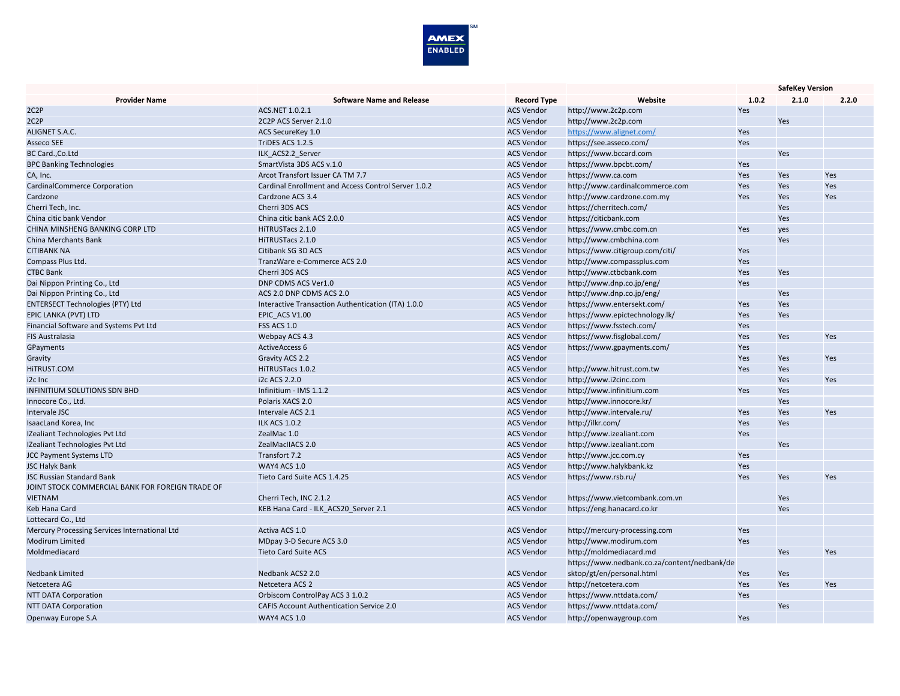AMEX ENABLED[SM]

| Provider Name | Software Name and Release | Record Type | Website | SafeKey Version | | |
|---|---|---|---|---|---|---|
| | | | | 1.0.2 | 2.1.0 | 2.2.0 |
| 2C2P | ACS.NET 1.0.2.1 | ACS Vendor | http://www.2c2p.com | Yes | | |
| 2C2P | 2C2P ACS Server 2.1.0 | ACS Vendor | http://www.2c2p.com | | Yes | |
| ALIGNET S.A.C. | ACS SecureKey 1.0 | ACS Vendor | https://www.alignet.com/ | Yes | | |
| Asseco SEE | TriDES ACS 1.2.5 | ACS Vendor | https://see.asseco.com/ | Yes | | |
| BC Card.,Co.Ltd | ILK_ACS2.2_Server | ACS Vendor | https://www.bccard.com | | Yes | |
| BPC Banking Technologies | SmartVista 3DS ACS v.1.0 | ACS Vendor | https://www.bpcbt.com/ | Yes | | |
| CA, Inc. | Arcot Transfort Issuer CA TM 7.7 | ACS Vendor | https://www.ca.com | Yes | Yes | Yes |
| CardinalCommerce Corporation | Cardinal Enrollment and Access Control Server 1.0.2 | ACS Vendor | http://www.cardinalcommerce.com | Yes | Yes | Yes |
| Cardzone | Cardzone ACS 3.4 | ACS Vendor | http://www.cardzone.com.my | Yes | Yes | Yes |
| Cherri Tech, Inc. | Cherri 3DS ACS | ACS Vendor | https://cherritech.com/ | | Yes | |
| China citic bank Vendor | China citic bank ACS 2.0.0 | ACS Vendor | https://citicbank.com | | Yes | |
| CHINA MINSHENG BANKING CORP LTD | HiTRUSTacs 2.1.0 | ACS Vendor | https://www.cmbc.com.cn | Yes | yes | |
| China Merchants Bank | HiTRUSTacs 2.1.0 | ACS Vendor | http://www.cmbchina.com | | Yes | |
| CITIBANK NA | Citibank SG 3D ACS | ACS Vendor | https://www.citigroup.com/citi/ | Yes | | |
| Compass Plus Ltd. | TranzWare e-Commerce ACS 2.0 | ACS Vendor | http://www.compassplus.com | Yes | | |
| CTBC Bank | Cherri 3DS ACS | ACS Vendor | http://www.ctbcbank.com | Yes | Yes | |
| Dai Nippon Printing Co., Ltd | DNP CDMS ACS Ver1.0 | ACS Vendor | http://www.dnp.co.jp/eng/ | Yes | | |
| Dai Nippon Printing Co., Ltd | ACS 2.0 DNP CDMS ACS 2.0 | ACS Vendor | http://www.dnp.co.jp/eng/ | | Yes | |
| ENTERSECT Technologies (PTY) Ltd | Interactive Transaction Authentication (ITA) 1.0.0 | ACS Vendor | https://www.entersekt.com/ | Yes | Yes | |
| EPIC LANKA (PVT) LTD | EPIC_ACS V1.00 | ACS Vendor | https://www.epictechnology.lk/ | Yes | Yes | |
| Financial Software and Systems Pvt Ltd | FSS ACS 1.0 | ACS Vendor | https://www.fsstech.com/ | Yes | | |
| FIS Australasia | Webpay ACS 4.3 | ACS Vendor | https://www.fisglobal.com/ | Yes | Yes | Yes |
| GPayments | ActiveAccess 6 | ACS Vendor | https://www.gpayments.com/ | Yes | | |
| Gravity | Gravity ACS 2.2 | ACS Vendor | | Yes | Yes | Yes |
| HiTRUST.COM | HiTRUSTacs 1.0.2 | ACS Vendor | http://www.hitrust.com.tw | Yes | Yes | |
| i2c Inc | i2c ACS 2.2.0 | ACS Vendor | http://www.i2cinc.com | | Yes | Yes |
| INFINITIUM SOLUTIONS SDN BHD | Infinitium - IMS 1.1.2 | ACS Vendor | http://www.infinitium.com | Yes | Yes | |
| Innocore Co., Ltd. | Polaris XACS 2.0 | ACS Vendor | http://www.innocore.kr/ | | Yes | |
| Intervale JSC | Intervale ACS 2.1 | ACS Vendor | http://www.intervale.ru/ | Yes | Yes | Yes |
| IsaacLand Korea, Inc | ILK ACS 1.0.2 | ACS Vendor | http://ilkr.com/ | Yes | Yes | |
| IZealiant Technologies Pvt Ltd | ZealMac 1.0 | ACS Vendor | http://www.izealiant.com | Yes | | |
| IZealiant Technologies Pvt Ltd | ZealMacIIACS 2.0 | ACS Vendor | http://www.izealiant.com | | Yes | |
| JCC Payment Systems LTD | Transfort 7.2 | ACS Vendor | http://www.jcc.com.cy | Yes | | |
| JSC Halyk Bank | WAY4 ACS 1.0 | ACS Vendor | http://www.halykbank.kz | Yes | | |
| JSC Russian Standard Bank | Tieto Card Suite ACS 1.4.25 | ACS Vendor | https://www.rsb.ru/ | Yes | Yes | Yes |
| JOINT STOCK COMMERCIAL BANK FOR FOREIGN TRADE OF VIETNAM | Cherri Tech, INC 2.1.2 | ACS Vendor | https://www.vietcombank.com.vn | | Yes | |
| Keb Hana Card | KEB Hana Card - ILK_ACS20_Server 2.1 | ACS Vendor | https://eng.hanacard.co.kr | | Yes | |
| Lottecard Co., Ltd | | | | | | |
| Mercury Processing Services International Ltd | Activa ACS 1.0 | ACS Vendor | http://mercury-processing.com | Yes | | |
| Modirum Limited | MDpay 3-D Secure ACS 3.0 | ACS Vendor | http://www.modirum.com | Yes | | |
| Moldmediacard | Tieto Card Suite ACS | ACS Vendor | http://moldmediacard.md | | Yes | Yes |
| Nedbank Limited | Nedbank ACS2 2.0 | ACS Vendor | https://www.nedbank.co.za/content/nedbank/desktop/gt/en/personal.html | Yes | Yes | |
| Netcetera AG | Netcetera ACS 2 | ACS Vendor | http://netcetera.com | Yes | Yes | Yes |
| NTT DATA Corporation | Orbiscom ControlPay ACS 3 1.0.2 | ACS Vendor | https://www.nttdata.com/ | Yes | | |
| NTT DATA Corporation | CAFIS Account Authentication Service 2.0 | ACS Vendor | https://www.nttdata.com/ | | Yes | |
| Openway Europe S.A | WAY4 ACS 1.0 | ACS Vendor | http://openwaygroup.com | Yes | | |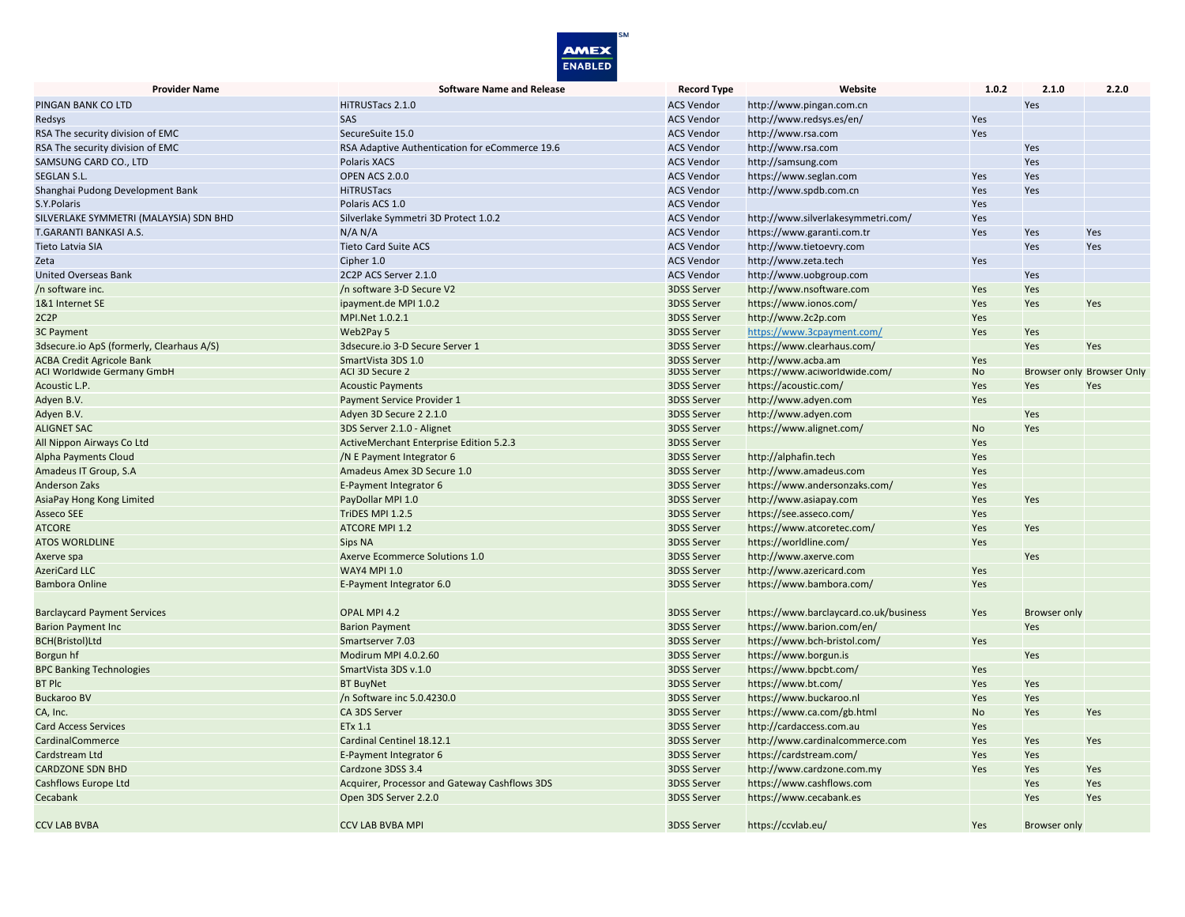AMEX ENABLED[SM]

| Provider Name | Software Name and Release | Record Type | Website | 1.0.2 | 2.1.0 | 2.2.0 |
|---|---|---|---|---|---|---|
| PINGAN BANK CO LTD | HiTRUSTacs 2.1.0 | ACS Vendor | http://www.pingan.com.cn | | Yes | |
| Redsys | SAS | ACS Vendor | http://www.redsys.es/en/ | Yes | | |
| RSA The security division of EMC | SecureSuite 15.0 | ACS Vendor | http://www.rsa.com | Yes | | |
| RSA The security division of EMC | RSA Adaptive Authentication for eCommerce 19.6 | ACS Vendor | http://www.rsa.com | | Yes | |
| SAMSUNG CARD CO., LTD | Polaris XACS | ACS Vendor | http://samsung.com | | Yes | |
| SEGLAN S.L. | OPEN ACS 2.0.0 | ACS Vendor | https://www.seglan.com | Yes | Yes | |
| Shanghai Pudong Development Bank | HiTRUSTacs | ACS Vendor | http://www.spdb.com.cn | Yes | Yes | |
| S.Y.Polaris | Polaris ACS 1.0 | ACS Vendor | | Yes | | |
| SILVERLAKE SYMMETRI (MALAYSIA) SDN BHD | Silverlake Symmetri 3D Protect 1.0.2 | ACS Vendor | http://www.silverlakesymmetri.com/ | Yes | | |
| T.GARANTI BANKASI A.S. | N/A N/A | ACS Vendor | https://www.garanti.com.tr | Yes | Yes | Yes |
| Tieto Latvia SIA | Tieto Card Suite ACS | ACS Vendor | http://www.tietoevry.com | | Yes | Yes |
| Zeta | Cipher 1.0 | ACS Vendor | http://www.zeta.tech | Yes | | |
| United Overseas Bank | 2C2P ACS Server 2.1.0 | ACS Vendor | http://www.uobgroup.com | | Yes | |
| /n software inc. | /n software 3-D Secure V2 | 3DSS Server | http://www.nsoftware.com | Yes | Yes | |
| 1&1 Internet SE | ipayment.de MPI 1.0.2 | 3DSS Server | https://www.ionos.com/ | Yes | Yes | Yes |
| 2C2P | MPI.Net 1.0.2.1 | 3DSS Server | http://www.2c2p.com | Yes | | |
| 3C Payment | Web2Pay 5 | 3DSS Server | https://www.3cpayment.com/ | Yes | Yes | |
| 3dsecure.io ApS (formerly, Clearhaus A/S) | 3dsecure.io 3-D Secure Server 1 | 3DSS Server | https://www.clearhaus.com/ | | Yes | Yes |
| ACBA Credit Agricole Bank | SmartVista 3DS 1.0 | 3DSS Server | http://www.acba.am | Yes | | |
| ACI Worldwide Germany GmbH | ACI 3D Secure 2 | 3DSS Server | https://www.aciworldwide.com/ | No | Browser only | Browser Only |
| Acoustic L.P. | Acoustic Payments | 3DSS Server | https://acoustic.com/ | Yes | Yes | Yes |
| Adyen B.V. | Payment Service Provider 1 | 3DSS Server | http://www.adyen.com | Yes | | |
| Adyen B.V. | Adyen 3D Secure 2 2.1.0 | 3DSS Server | http://www.adyen.com | | Yes | |
| ALIGNET SAC | 3DS Server 2.1.0 - Alignet | 3DSS Server | https://www.alignet.com/ | No | Yes | |
| All Nippon Airways Co Ltd | ActiveMerchant Enterprise Edition 5.2.3 | 3DSS Server | | Yes | | |
| Alpha Payments Cloud | /N E Payment Integrator 6 | 3DSS Server | http://alphafin.tech | Yes | | |
| Amadeus IT Group, S.A | Amadeus Amex 3D Secure 1.0 | 3DSS Server | http://www.amadeus.com | Yes | | |
| Anderson Zaks | E-Payment Integrator 6 | 3DSS Server | https://www.andersonzaks.com/ | Yes | | |
| AsiaPay Hong Kong Limited | PayDollar MPI 1.0 | 3DSS Server | http://www.asiapay.com | Yes | Yes | |
| Asseco SEE | TriDES MPI 1.2.5 | 3DSS Server | https://see.asseco.com/ | Yes | | |
| ATCORE | ATCORE MPI 1.2 | 3DSS Server | https://www.atcoretec.com/ | Yes | Yes | |
| ATOS WORLDLINE | Sips NA | 3DSS Server | https://worldline.com/ | Yes | | |
| Axerve spa | Axerve Ecommerce Solutions 1.0 | 3DSS Server | http://www.axerve.com | | Yes | |
| AzeriCard LLC | WAY4 MPI 1.0 | 3DSS Server | http://www.azericard.com | Yes | | |
| Bambora Online | E-Payment Integrator 6.0 | 3DSS Server | https://www.bambora.com/ | Yes | | |
| Barclaycard Payment Services | OPAL MPI 4.2 | 3DSS Server | https://www.barclaycard.co.uk/business | Yes | Browser only | |
| Barion Payment Inc | Barion Payment | 3DSS Server | https://www.barion.com/en/ | | Yes | |
| BCH(Bristol)Ltd | Smartserver 7.03 | 3DSS Server | https://www.bch-bristol.com/ | Yes | | |
| Borgun hf | Modirum MPI 4.0.2.60 | 3DSS Server | https://www.borgun.is | | Yes | |
| BPC Banking Technologies | SmartVista 3DS v.1.0 | 3DSS Server | https://www.bpcbt.com/ | Yes | | |
| BT Plc | BT BuyNet | 3DSS Server | https://www.bt.com/ | Yes | Yes | |
| Buckaroo BV | /n Software inc 5.0.4230.0 | 3DSS Server | https://www.buckaroo.nl | Yes | Yes | |
| CA, Inc. | CA 3DS Server | 3DSS Server | https://www.ca.com/gb.html | No | Yes | Yes |
| Card Access Services | ETx 1.1 | 3DSS Server | http://cardaccess.com.au | Yes | | |
| CardinalCommerce | Cardinal Centinel 18.12.1 | 3DSS Server | http://www.cardinalcommerce.com | Yes | Yes | Yes |
| Cardstream Ltd | E-Payment Integrator 6 | 3DSS Server | https://cardstream.com/ | Yes | Yes | |
| CARDZONE SDN BHD | Cardzone 3DSS 3.4 | 3DSS Server | http://www.cardzone.com.my | Yes | Yes | Yes |
| Cashflows Europe Ltd | Acquirer, Processor and Gateway Cashflows 3DS | 3DSS Server | https://www.cashflows.com | | Yes | Yes |
| Cecabank | Open 3DS Server 2.2.0 | 3DSS Server | https://www.cecabank.es | | Yes | Yes |
| CCV LAB BVBA | CCV LAB BVBA MPI | 3DSS Server | https://ccvlab.eu/ | Yes | Browser only | |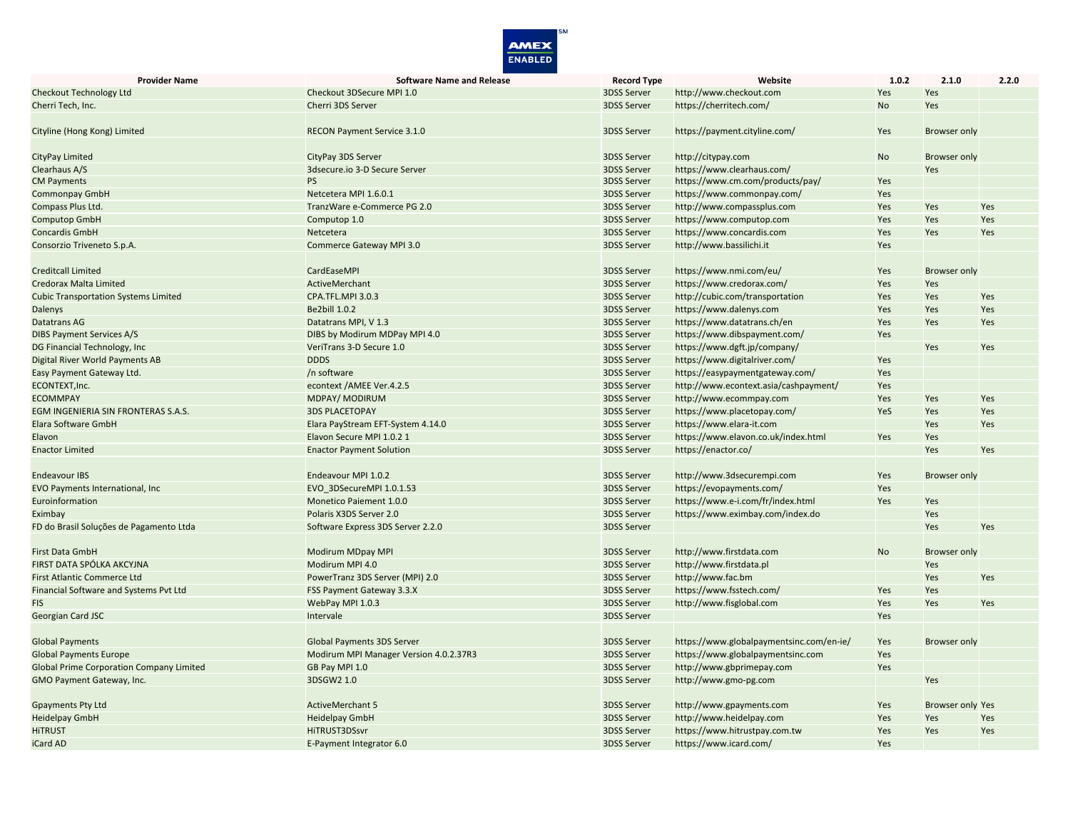| Provider Name | Software Name and Release | Record Type | Website | 1.0.2 | 2.1.0 | 2.2.0 |
|---|---|---|---|---|---|---|
| Checkout Technology Ltd | Checkout 3DSecure MPI 1.0 | 3DSS Server | http://www.checkout.com | Yes | Yes | |
| Cherri Tech, Inc. | Cherri 3DS Server | 3DSS Server | https://cherritech.com/ | No | Yes | |
| Cityline (Hong Kong) Limited | RECON Payment Service 3.1.0 | 3DSS Server | https://payment.cityline.com/ | Yes | Browser only | |
| CityPay Limited | CityPay 3DS Server | 3DSS Server | http://citypay.com | No | Browser only | |
| Clearhaus A/S | 3dsecure.io 3-D Secure Server | 3DSS Server | https://www.clearhaus.com/ | | Yes | |
| CM Payments | PS | 3DSS Server | https://www.cm.com/products/pay/ | Yes | | |
| Commonpay GmbH | Netcetera MPI 1.6.0.1 | 3DSS Server | https://www.commonpay.com/ | Yes | | |
| Compass Plus Ltd. | TranzWare e-Commerce PG 2.0 | 3DSS Server | http://www.compassplus.com | Yes | Yes | Yes |
| Computop GmbH | Computop 1.0 | 3DSS Server | https://www.computop.com | Yes | Yes | Yes |
| Concardis GmbH | Netcetera | 3DSS Server | https://www.concardis.com | Yes | Yes | Yes |
| Consorzio Triveneto S.p.A. | Commerce Gateway MPI 3.0 | 3DSS Server | http://www.bassilichi.it | Yes | | |
| Creditcall Limited | CardEaseMPI | 3DSS Server | https://www.nmi.com/eu/ | Yes | Browser only | |
| Credorax Malta Limited | ActiveMerchant | 3DSS Server | https://www.credorax.com/ | Yes | Yes | |
| Cubic Transportation Systems Limited | CPA.TFL.MPI 3.0.3 | 3DSS Server | http://cubic.com/transportation | Yes | Yes | Yes |
| Dalenys | Be2bill 1.0.2 | 3DSS Server | https://www.dalenys.com | Yes | Yes | Yes |
| Datatrans AG | Datatrans MPI, V 1.3 | 3DSS Server | https://www.datatrans.ch/en | Yes | Yes | Yes |
| DIBS Payment Services A/S | DIBS by Modirum MDPay MPI 4.0 | 3DSS Server | https://www.dibspayment.com/ | Yes | | |
| DG Financial Technology, Inc | VeriTrans 3-D Secure 1.0 | 3DSS Server | https://www.dgft.jp/company/ | | Yes | Yes |
| Digital River World Payments AB | DDDS | 3DSS Server | https://www.digitalriver.com/ | Yes | | |
| Easy Payment Gateway Ltd. | /n software | 3DSS Server | https://easypaymentgateway.com/ | Yes | | |
| ECONTEXT,Inc. | econtext /AMEE Ver.4.2.5 | 3DSS Server | http://www.econtext.asia/cashpayment/ | Yes | | |
| ECOMMPAY | MDPAY/ MODIRUM | 3DSS Server | http://www.ecommpay.com | Yes | Yes | Yes |
| EGM INGENIERIA SIN FRONTERAS S.A.S. | 3DS PLACETOPAY | 3DSS Server | https://www.placetopay.com/ | YeS | Yes | Yes |
| Elara Software GmbH | Elara PayStream EFT-System 4.14.0 | 3DSS Server | https://www.elara-it.com | | Yes | Yes |
| Elavon | Elavon Secure MPI 1.0.2 1 | 3DSS Server | https://www.elavon.co.uk/index.html | Yes | Yes | |
| Enactor Limited | Enactor Payment Solution | 3DSS Server | https://enactor.co/ | | Yes | Yes |
| Endeavour IBS | Endeavour MPI 1.0.2 | 3DSS Server | http://www.3dsecurempi.com | Yes | Browser only | |
| EVO Payments International, Inc | EVO_3DSecureMPI 1.0.1.53 | 3DSS Server | https://evopayments.com/ | Yes | | |
| Euroinformation | Monetico Paiement 1.0.0 | 3DSS Server | https://www.e-i.com/fr/index.html | Yes | Yes | |
| Eximbay | Polaris X3DS Server 2.0 | 3DSS Server | https://www.eximbay.com/index.do | | Yes | |
| FD do Brasil Soluções de Pagamento Ltda | Software Express 3DS Server 2.2.0 | 3DSS Server | | | Yes | Yes |
| First Data GmbH | Modirum MDpay MPI | 3DSS Server | http://www.firstdata.com | No | Browser only | |
| FIRST DATA SPÓLKA AKCYJNA | Modirum MPI 4.0 | 3DSS Server | http://www.firstdata.pl | | Yes | |
| First Atlantic Commerce Ltd | PowerTranz 3DS Server (MPI) 2.0 | 3DSS Server | http://www.fac.bm | | Yes | Yes |
| Financial Software and Systems Pvt Ltd | FSS Payment Gateway 3.3.X | 3DSS Server | https://www.fsstech.com/ | Yes | Yes | |
| FIS | WebPay MPI 1.0.3 | 3DSS Server | http://www.fisglobal.com | Yes | Yes | Yes |
| Georgian Card JSC | Intervale | 3DSS Server | | Yes | | |
| Global Payments | Global Payments 3DS Server | 3DSS Server | https://www.globalpaymentsinc.com/en-ie/ | Yes | Browser only | |
| Global Payments Europe | Modirum MPI Manager Version 4.0.2.37R3 | 3DSS Server | https://www.globalpaymentsinc.com | Yes | | |
| Global Prime Corporation Company Limited | GB Pay MPI 1.0 | 3DSS Server | http://www.gbprimepay.com | Yes | | |
| GMO Payment Gateway, Inc. | 3DSGW2 1.0 | 3DSS Server | http://www.gmo-pg.com | | Yes | |
| Gpayments Pty Ltd | ActiveMerchant 5 | 3DSS Server | http://www.gpayments.com | Yes | Browser only | Yes |
| Heidelpay GmbH | Heidelpay GmbH | 3DSS Server | http://www.heidelpay.com | Yes | Yes | Yes |
| HiTRUST | HiTRUST3DSsvr | 3DSS Server | https://www.hitrustpay.com.tw | Yes | Yes | Yes |
| iCard AD | E-Payment Integrator 6.0 | 3DSS Server | https://www.icard.com/ | Yes | | |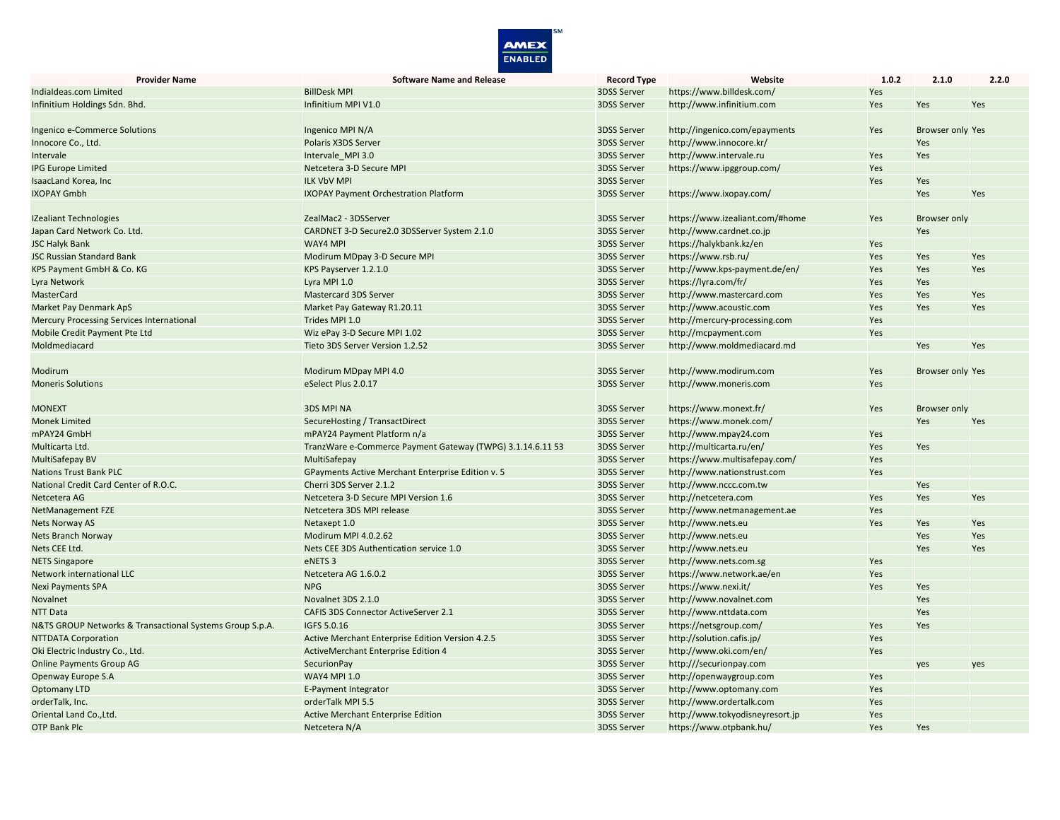| Provider Name | Software Name and Release | Record Type | Website | 1.0.2 | 2.1.0 | 2.2.0 |
|---|---|---|---|---|---|---|
| IndiaIdeas.com Limited | BillDesk MPI | 3DSS Server | https://www.billdesk.com/ | Yes | | |
| Infinitium Holdings Sdn. Bhd. | Infinitium MPI V1.0 | 3DSS Server | http://www.infinitium.com | Yes | Yes | Yes |
| Ingenico e-Commerce Solutions | Ingenico MPI N/A | 3DSS Server | http://ingenico.com/epayments | Yes | Browser only | Yes |
| Innocore Co., Ltd. | Polaris X3DS Server | 3DSS Server | http://www.innocore.kr/ | | Yes | |
| Intervale | Intervale_MPI 3.0 | 3DSS Server | http://www.intervale.ru | Yes | Yes | |
| IPG Europe Limited | Netcetera 3-D Secure MPI | 3DSS Server | https://www.ipggroup.com/ | Yes | | |
| IsaacLand Korea, Inc | ILK VbV MPI | 3DSS Server | | Yes | Yes | |
| IXOPAY Gmbh | IXOPAY Payment Orchestration Platform | 3DSS Server | https://www.ixopay.com/ | | Yes | Yes |
| IZealiant Technologies | ZealMac2 - 3DSServer | 3DSS Server | https://www.izealiant.com/#home | Yes | Browser only | |
| Japan Card Network Co. Ltd. | CARDNET 3-D Secure2.0 3DSServer System 2.1.0 | 3DSS Server | http://www.cardnet.co.jp | | Yes | |
| JSC Halyk Bank | WAY4 MPI | 3DSS Server | https://halykbank.kz/en | Yes | | |
| JSC Russian Standard Bank | Modirum MDpay 3-D Secure MPI | 3DSS Server | https://www.rsb.ru/ | Yes | Yes | Yes |
| KPS Payment GmbH & Co. KG | KPS Payserver 1.2.1.0 | 3DSS Server | http://www.kps-payment.de/en/ | Yes | Yes | Yes |
| Lyra Network | Lyra MPI 1.0 | 3DSS Server | https://lyra.com/fr/ | Yes | Yes | |
| MasterCard | Mastercard 3DS Server | 3DSS Server | http://www.mastercard.com | Yes | Yes | Yes |
| Market Pay Denmark ApS | Market Pay Gateway R1.20.11 | 3DSS Server | http://www.acoustic.com | Yes | Yes | Yes |
| Mercury Processing Services International | Trides MPI 1.0 | 3DSS Server | http://mercury-processing.com | Yes | | |
| Mobile Credit Payment Pte Ltd | Wiz ePay 3-D Secure MPI 1.02 | 3DSS Server | http://mcpayment.com | Yes | | |
| Moldmediacard | Tieto 3DS Server Version 1.2.52 | 3DSS Server | http://www.moldmediacard.md | | Yes | Yes |
| Modirum | Modirum MDpay MPI 4.0 | 3DSS Server | http://www.modirum.com | Yes | Browser only | Yes |
| Moneris Solutions | eSelect Plus 2.0.17 | 3DSS Server | http://www.moneris.com | Yes | | |
| MONEXT | 3DS MPI NA | 3DSS Server | https://www.monext.fr/ | Yes | Browser only | |
| Monek Limited | SecureHosting / TransactDirect | 3DSS Server | https://www.monek.com/ | | Yes | Yes |
| mPAY24 GmbH | mPAY24 Payment Platform n/a | 3DSS Server | http://www.mpay24.com | Yes | | |
| Multicarta Ltd. | TranzWare e-Commerce Payment Gateway (TWPG) 3.1.14.6.11 53 | 3DSS Server | http://multicarta.ru/en/ | Yes | Yes | |
| MultiSafepay BV | MultiSafepay | 3DSS Server | https://www.multisafepay.com/ | Yes | | |
| Nations Trust Bank PLC | GPayments Active Merchant Enterprise Edition v. 5 | 3DSS Server | http://www.nationstrust.com | Yes | | |
| National Credit Card Center of R.O.C. | Cherri 3DS Server 2.1.2 | 3DSS Server | http://www.nccc.com.tw | | Yes | |
| Netcetera AG | Netcetera 3-D Secure MPI Version 1.6 | 3DSS Server | http://netcetera.com | Yes | Yes | Yes |
| NetManagement FZE | Netcetera 3DS MPI release | 3DSS Server | http://www.netmanagement.ae | Yes | | |
| Nets Norway AS | Netaxept 1.0 | 3DSS Server | http://www.nets.eu | Yes | Yes | Yes |
| Nets Branch Norway | Modirum MPI 4.0.2.62 | 3DSS Server | http://www.nets.eu | | Yes | Yes |
| Nets CEE Ltd. | Nets CEE 3DS Authentication service 1.0 | 3DSS Server | http://www.nets.eu | | Yes | Yes |
| NETS Singapore | eNETS 3 | 3DSS Server | http://www.nets.com.sg | Yes | | |
| Network international LLC | Netcetera AG 1.6.0.2 | 3DSS Server | https://www.network.ae/en | Yes | | |
| Nexi Payments SPA | NPG | 3DSS Server | https://www.nexi.it/ | Yes | Yes | |
| Novalnet | Novalnet 3DS 2.1.0 | 3DSS Server | http://www.novalnet.com | | Yes | |
| NTT Data | CAFIS 3DS Connector ActiveServer 2.1 | 3DSS Server | http://www.nttdata.com | | Yes | |
| N&TS GROUP Networks & Transactional Systems Group S.p.A. | IGFS 5.0.16 | 3DSS Server | https://netsgroup.com/ | Yes | Yes | |
| NTTDATA Corporation | Active Merchant Enterprise Edition Version 4.2.5 | 3DSS Server | http://solution.cafis.jp/ | Yes | | |
| Oki Electric Industry Co., Ltd. | ActiveMerchant Enterprise Edition 4 | 3DSS Server | http://www.oki.com/en/ | Yes | | |
| Online Payments Group AG | SecurionPay | 3DSS Server | http:///securionpay.com | | yes | yes |
| Openway Europe S.A | WAY4 MPI 1.0 | 3DSS Server | http://openwaygroup.com | Yes | | |
| Optomany LTD | E-Payment Integrator | 3DSS Server | http://www.optomany.com | Yes | | |
| orderTalk, Inc. | orderTalk MPI 5.5 | 3DSS Server | http://www.ordertalk.com | Yes | | |
| Oriental Land Co.,Ltd. | Active Merchant Enterprise Edition | 3DSS Server | http://www.tokyodisneyresort.jp | Yes | | |
| OTP Bank Plc | Netcetera N/A | 3DSS Server | https://www.otpbank.hu/ | Yes | Yes | |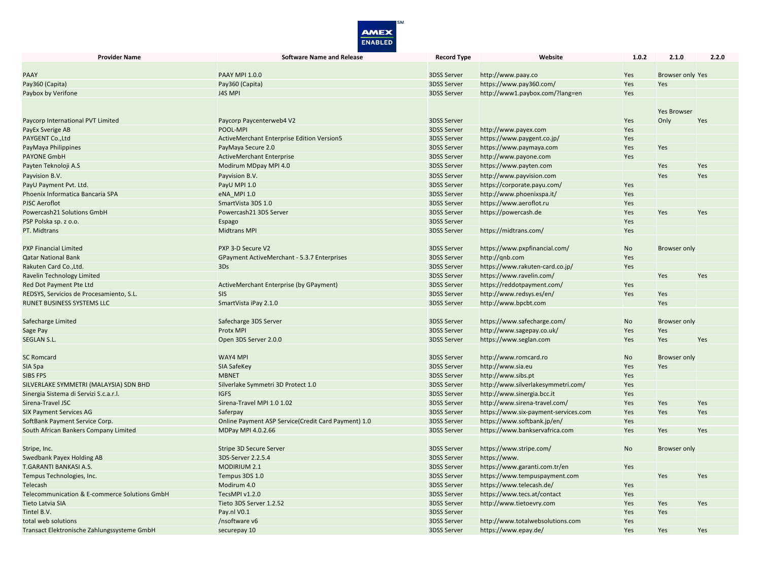| Provider Name | Software Name and Release | Record Type | Website | 1.0.2 | 2.1.0 | 2.2.0 |
|---|---|---|---|---|---|---|
| PAAY | PAAY MPI 1.0.0 | 3DSS Server | http://www.paay.co | Yes | Browser only | Yes |
| Pay360 (Capita) | Pay360 (Capita) | 3DSS Server | https://www.pay360.com/ | Yes | Yes | |
| Paybox by Verifone | J4S MPI | 3DSS Server | http://www1.paybox.com/?lang=en | Yes | | |
| Paycorp International PVT Limited | Paycorp Paycenterweb4 V2 | 3DSS Server | | Yes | Yes Browser Only | Yes |
| PayEx Sverige AB | POOL-MPI | 3DSS Server | http://www.payex.com | Yes | | |
| PAYGENT Co.,Ltd | ActiveMerchant Enterprise Edition Version5 | 3DSS Server | https://www.paygent.co.jp/ | Yes | | |
| PayMaya Philippines | PayMaya Secure 2.0 | 3DSS Server | https://www.paymaya.com | Yes | Yes | |
| PAYONE GmbH | ActiveMerchant Enterprise | 3DSS Server | http://www.payone.com | Yes | | |
| Payten Teknoloji A.S | Modirum MDpay MPI 4.0 | 3DSS Server | https://www.payten.com | | Yes | Yes |
| Payvision B.V. | Payvision B.V. | 3DSS Server | http://www.payvision.com | | Yes | Yes |
| PayU Payment Pvt. Ltd. | PayU MPI 1.0 | 3DSS Server | https://corporate.payu.com/ | Yes | | |
| Phoenix Informatica Bancaria SPA | eNA_MPI 1.0 | 3DSS Server | http://www.phoenixspa.it/ | Yes | | |
| PJSC Aeroflot | SmartVista 3DS 1.0 | 3DSS Server | https://www.aeroflot.ru | Yes | | |
| Powercash21 Solutions GmbH | Powercash21 3DS Server | 3DSS Server | https://powercash.de | Yes | Yes | Yes |
| PSP Polska sp. z o.o. | Espago | 3DSS Server | | Yes | | |
| PT. Midtrans | Midtrans MPI | 3DSS Server | https://midtrans.com/ | Yes | | |
| PXP Financial Limited | PXP 3-D Secure V2 | 3DSS Server | https://www.pxpfinancial.com/ | No | Browser only | |
| Qatar National Bank | GPayment ActiveMerchant - 5.3.7 Enterprises | 3DSS Server | http://qnb.com | Yes | | |
| Rakuten Card Co.,Ltd. | 3Ds | 3DSS Server | https://www.rakuten-card.co.jp/ | Yes | | |
| Ravelin Technology Limited | | 3DSS Server | https://www.ravelin.com/ | | Yes | Yes |
| Red Dot Payment Pte Ltd | ActiveMerchant Enterprise (by GPayment) | 3DSS Server | https://reddotpayment.com/ | Yes | | |
| REDSYS, Servicios de Procesamiento, S.L. | SIS | 3DSS Server | http://www.redsys.es/en/ | Yes | Yes | |
| RUNET BUSINESS SYSTEMS LLC | SmartVista iPay 2.1.0 | 3DSS Server | http://www.bpcbt.com | | Yes | |
| Safecharge Limited | Safecharge 3DS Server | 3DSS Server | https://www.safecharge.com/ | No | Browser only | |
| Sage Pay | Protx MPI | 3DSS Server | http://www.sagepay.co.uk/ | Yes | Yes | |
| SEGLAN S.L. | Open 3DS Server 2.0.0 | 3DSS Server | https://www.seglan.com | Yes | Yes | Yes |
| SC Romcard | WAY4 MPI | 3DSS Server | http://www.romcard.ro | No | Browser only | |
| SIA Spa | SIA SafeKey | 3DSS Server | http://www.sia.eu | Yes | Yes | |
| SIBS FPS | MBNET | 3DSS Server | http://www.sibs.pt | Yes | | |
| SILVERLAKE SYMMETRI (MALAYSIA) SDN BHD | Silverlake Symmetri 3D Protect 1.0 | 3DSS Server | http://www.silverlakesymmetri.com/ | Yes | | |
| Sinergia Sistema di Servizi S.c.a.r.l. | IGFS | 3DSS Server | http://www.sinergia.bcc.it | Yes | | |
| Sirena-Travel JSC | Sirena-Travel MPI 1.0 1.02 | 3DSS Server | http://www.sirena-travel.com/ | Yes | Yes | Yes |
| SIX Payment Services AG | Saferpay | 3DSS Server | https://www.six-payment-services.com | Yes | Yes | Yes |
| SoftBank Payment Service Corp. | Online Payment ASP Service(Credit Card Payment) 1.0 | 3DSS Server | https://www.softbank.jp/en/ | Yes | | |
| South African Bankers Company Limited | MDPay MPI 4.0.2.66 | 3DSS Server | https://www.bankservafrica.com | Yes | Yes | Yes |
| Stripe, Inc. | Stripe 3D Secure Server | 3DSS Server | https://www.stripe.com/ | No | Browser only | |
| Swedbank Payex Holding AB | 3DS-Server 2.2.5.4 | 3DSS Server | https://www. | | | |
| T.GARANTI BANKASI A.S. | MODIRIUM 2.1 | 3DSS Server | https://www.garanti.com.tr/en | Yes | | |
| Tempus Technologies, Inc. | Tempus 3DS 1.0 | 3DSS Server | https://www.tempuspayment.com | | Yes | Yes |
| Telecash | Modirum 4.0 | 3DSS Server | https://www.telecash.de/ | Yes | | |
| Telecommunication & E-commerce Solutions GmbH | TecsMPI v1.2.0 | 3DSS Server | https://www.tecs.at/contact | Yes | | |
| Tieto Latvia SIA | Tieto 3DS Server 1.2.52 | 3DSS Server | http://www.tietoevry.com | Yes | Yes | Yes |
| Tintel B.V. | Pay.nl V0.1 | 3DSS Server | | Yes | Yes | |
| total web solutions | /nsoftware v6 | 3DSS Server | http://www.totalwebsolutions.com | Yes | | |
| Transact Elektronische Zahlungssysteme GmbH | securepay 10 | 3DSS Server | https://www.epay.de/ | Yes | Yes | Yes |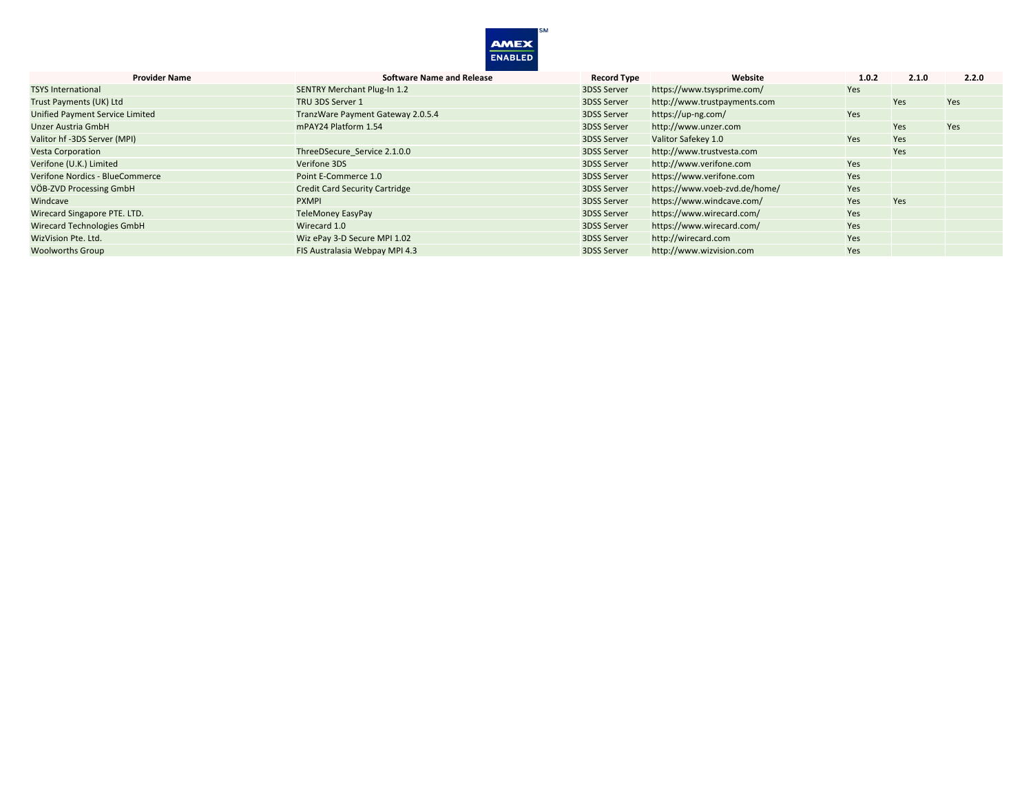AMEX ENABLED[SM]

| Provider Name | Software Name and Release | Record Type | Website | 1.0.2 | 2.1.0 | 2.2.0 |
|---|---|---|---|---|---|---|
| TSYS International | SENTRY Merchant Plug-In 1.2 | 3DSS Server | https://www.tsysprime.com/ | Yes | | |
| Trust Payments (UK) Ltd | TRU 3DS Server 1 | 3DSS Server | http://www.trustpayments.com | | Yes | Yes |
| Unified Payment Service Limited | TranzWare Payment Gateway 2.0.5.4 | 3DSS Server | https://up-ng.com/ | Yes | | |
| Unzer Austria GmbH | mPAY24 Platform 1.54 | 3DSS Server | http://www.unzer.com | | Yes | Yes |
| Valitor hf -3DS Server (MPI) | | 3DSS Server | Valitor Safekey 1.0 | Yes | Yes | |
| Vesta Corporation | ThreeDSecure_Service 2.1.0.0 | 3DSS Server | http://www.trustvesta.com | | Yes | |
| Verifone (U.K.) Limited | Verifone 3DS | 3DSS Server | http://www.verifone.com | Yes | | |
| Verifone Nordics - BlueCommerce | Point E-Commerce 1.0 | 3DSS Server | https://www.verifone.com | Yes | | |
| VÖB-ZVD Processing GmbH | Credit Card Security Cartridge | 3DSS Server | https://www.voeb-zvd.de/home/ | Yes | | |
| Windcave | PXMPI | 3DSS Server | https://www.windcave.com/ | Yes | Yes | |
| Wirecard Singapore PTE. LTD. | TeleMoney EasyPay | 3DSS Server | https://www.wirecard.com/ | Yes | | |
| Wirecard Technologies GmbH | Wirecard 1.0 | 3DSS Server | https://www.wirecard.com/ | Yes | | |
| WizVision Pte. Ltd. | Wiz ePay 3-D Secure MPI 1.02 | 3DSS Server | http://wirecard.com | Yes | | |
| Woolworths Group | FIS Australasia Webpay MPI 4.3 | 3DSS Server | http://www.wizvision.com | Yes | | |